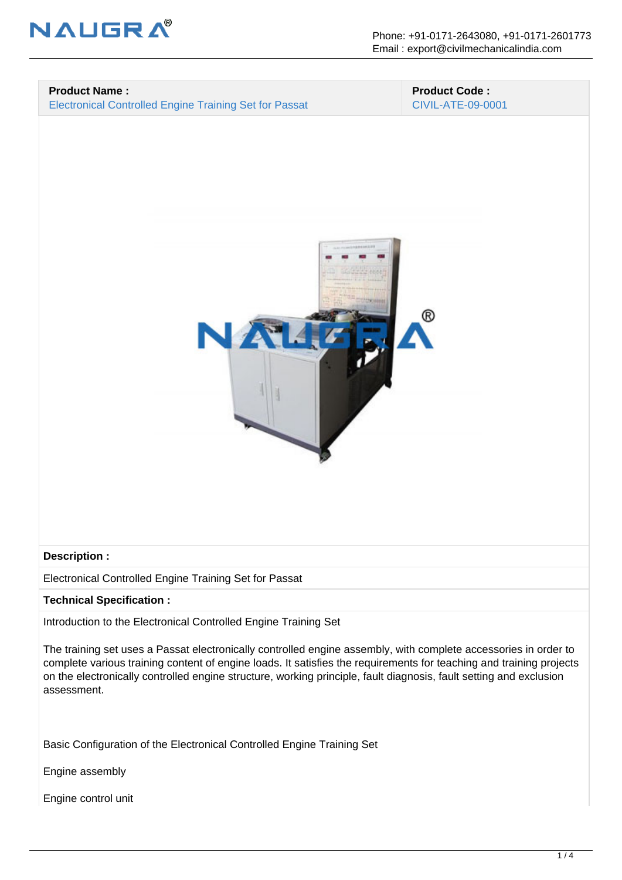| **Product Name :** | **Product Code :** |
|---|---|
| Electronical Controlled Engine Training Set for Passat | CIVIL-ATE-09-0001 |

**Description :**

Electronical Controlled Engine Training Set for Passat

**Technical Specification :**

Introduction to the Electronical Controlled Engine Training Set

The training set uses a Passat electronically controlled engine assembly, with complete accessories in order to complete various training content of engine loads. It satisfies the requirements for teaching and training projects on the electronically controlled engine structure, working principle, fault diagnosis, fault setting and exclusion assessment.

Basic Configuration of the Electronical Controlled Engine Training Set

Engine assembly

Engine control unit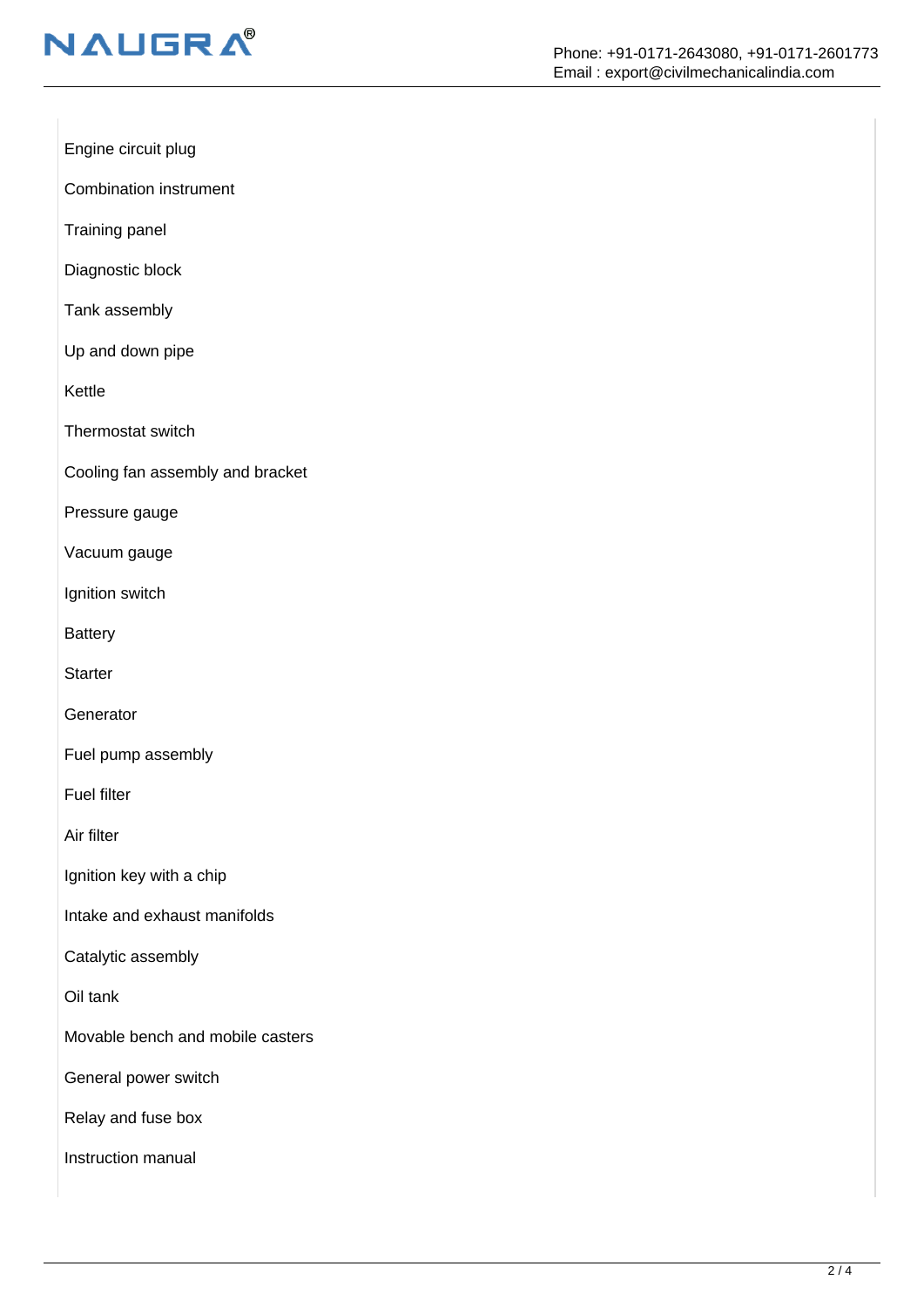Engine circuit plug

Combination instrument

Training panel

Diagnostic block

Tank assembly

Up and down pipe

Kettle

Thermostat switch

Cooling fan assembly and bracket

Pressure gauge

Vacuum gauge

Ignition switch

Battery

Starter

Generator

Fuel pump assembly

Fuel filter

Air filter

Ignition key with a chip

Intake and exhaust manifolds

Catalytic assembly

Oil tank

Movable bench and mobile casters

General power switch

Relay and fuse box

Instruction manual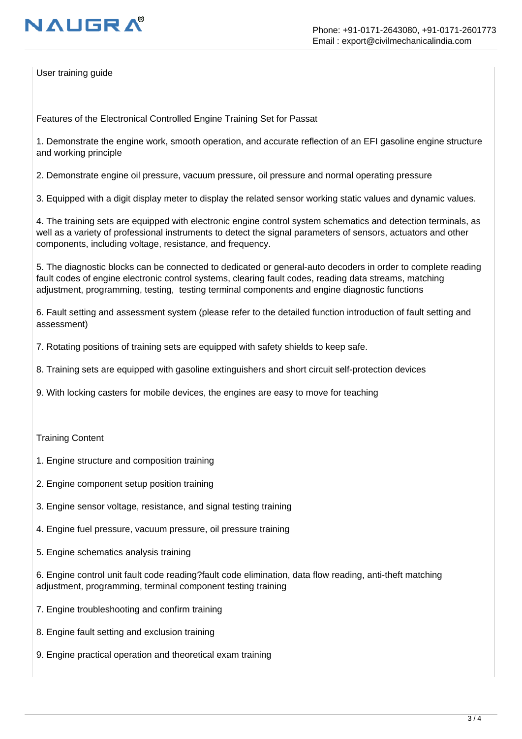User training guide

Features of the Electronical Controlled Engine Training Set for Passat

1. Demonstrate the engine work, smooth operation, and accurate reflection of an EFI gasoline engine structure and working principle

2. Demonstrate engine oil pressure, vacuum pressure, oil pressure and normal operating pressure

3. Equipped with a digit display meter to display the related sensor working static values and dynamic values.

4. The training sets are equipped with electronic engine control system schematics and detection terminals, as well as a variety of professional instruments to detect the signal parameters of sensors, actuators and other components, including voltage, resistance, and frequency.

5. The diagnostic blocks can be connected to dedicated or general-auto decoders in order to complete reading fault codes of engine electronic control systems, clearing fault codes, reading data streams, matching adjustment, programming, testing, testing terminal components and engine diagnostic functions

6. Fault setting and assessment system (please refer to the detailed function introduction of fault setting and assessment)

7. Rotating positions of training sets are equipped with safety shields to keep safe.

8. Training sets are equipped with gasoline extinguishers and short circuit self-protection devices

9. With locking casters for mobile devices, the engines are easy to move for teaching

Training Content

1. Engine structure and composition training

2. Engine component setup position training

3. Engine sensor voltage, resistance, and signal testing training

4. Engine fuel pressure, vacuum pressure, oil pressure training

5. Engine schematics analysis training

6. Engine control unit fault code reading?fault code elimination, data flow reading, anti-theft matching adjustment, programming, terminal component testing training

7. Engine troubleshooting and confirm training

8. Engine fault setting and exclusion training

9. Engine practical operation and theoretical exam training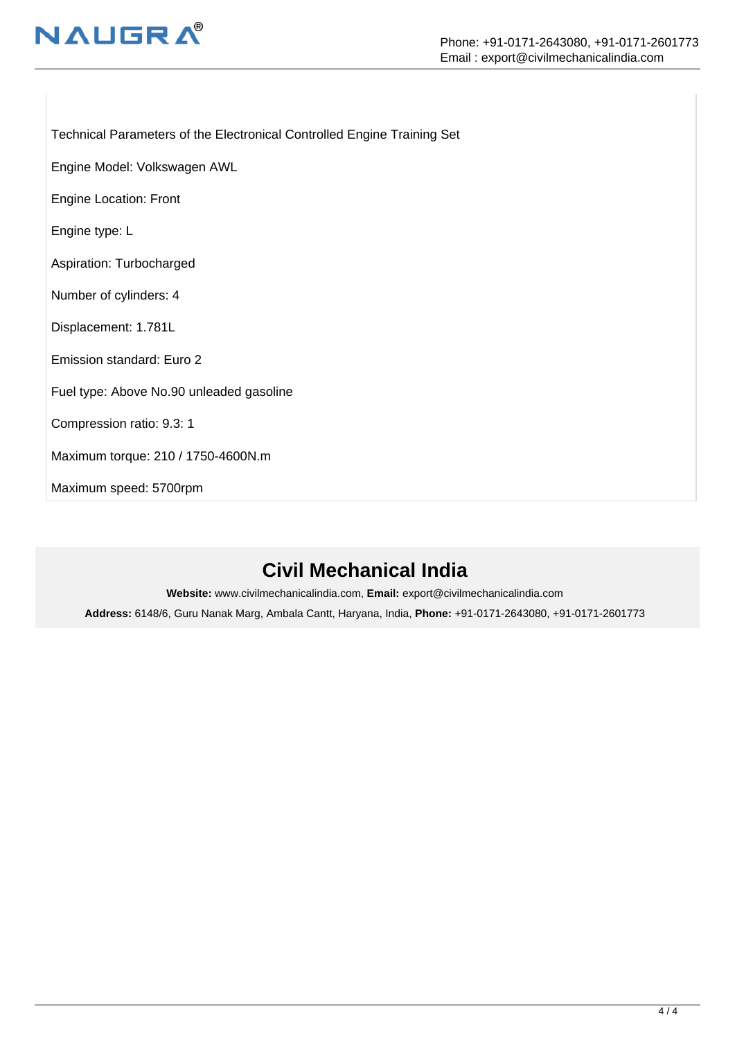Technical Parameters of the Electronical Controlled Engine Training Set

Engine Model: Volkswagen AWL

Engine Location: Front

Engine type: L

Aspiration: Turbocharged

Number of cylinders: 4

Displacement: 1.781L

Emission standard: Euro 2

Fuel type: Above No.90 unleaded gasoline

Compression ratio: 9.3: 1

Maximum torque: 210 / 1750-4600N.m

Maximum speed: 5700rpm

## Civil Mechanical India

**Website:** www.civilmechanicalindia.com, **Email:** export@civilmechanicalindia.com

**Address:** 6148/6, Guru Nanak Marg, Ambala Cantt, Haryana, India, **Phone:** +91-0171-2643080, +91-0171-2601773